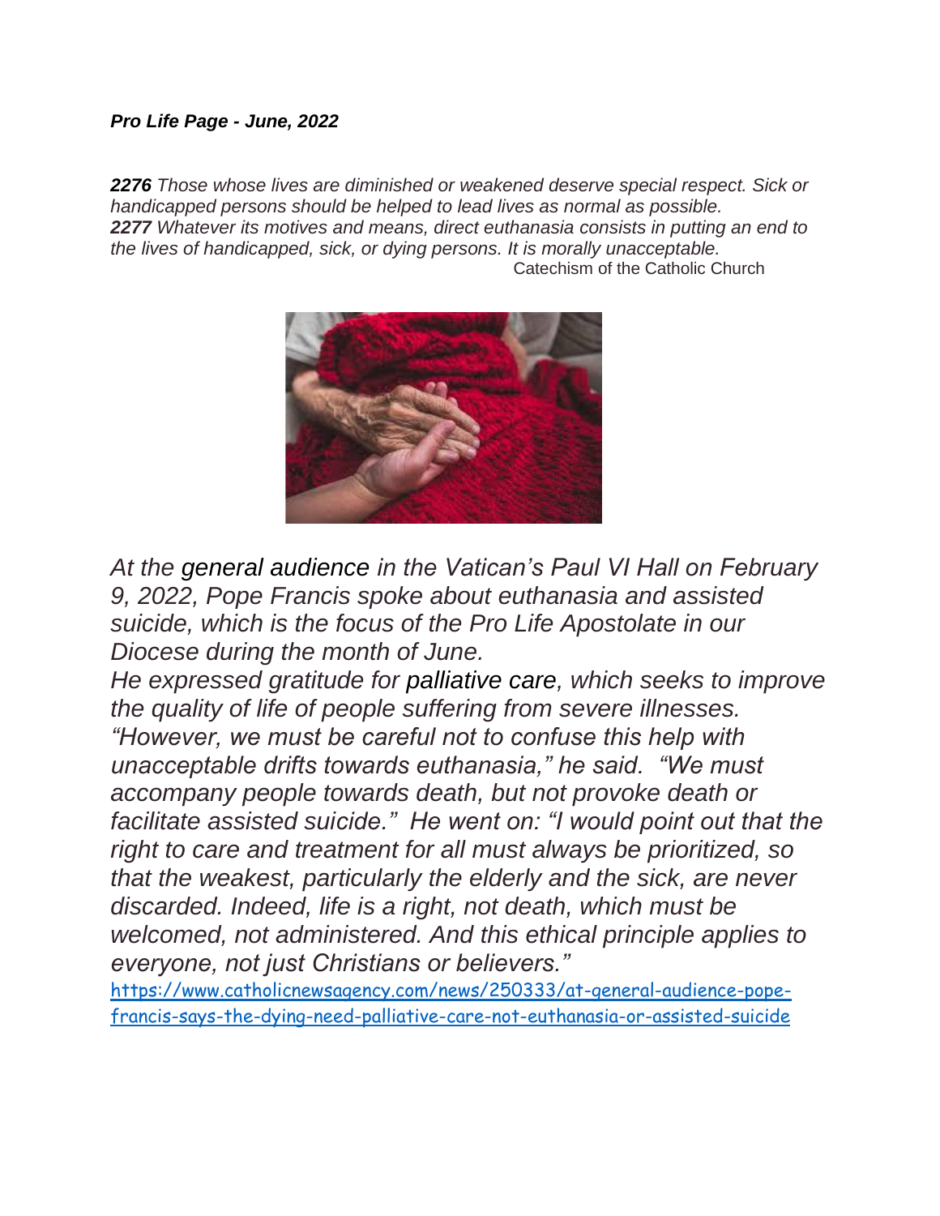***Pro Life Page - June, 2022***

***2276*** *Those whose lives are diminished or weakened deserve special respect. Sick or handicapped persons should be helped to lead lives as normal as possible.*
***2277*** *Whatever its motives and means, direct euthanasia consists in putting an end to the lives of handicapped, sick, or dying persons. It is morally unacceptable.*

Catechism of the Catholic Church

*At the general audience in the Vatican's Paul VI Hall on February 9, 2022, Pope Francis spoke about euthanasia and assisted suicide, which is the focus of the Pro Life Apostolate in our Diocese during the month of June.*

*He expressed gratitude for palliative care, which seeks to improve the quality of life of people suffering from severe illnesses. "However, we must be careful not to confuse this help with unacceptable drifts towards euthanasia," he said. "We must accompany people towards death, but not provoke death or facilitate assisted suicide." He went on: "I would point out that the right to care and treatment for all must always be prioritized, so that the weakest, particularly the elderly and the sick, are never discarded. Indeed, life is a right, not death, which must be welcomed, not administered. And this ethical principle applies to everyone, not just Christians or believers."*

https://www.catholicnewsagency.com/news/250333/at-general-audience-pope-francis-says-the-dying-need-palliative-care-not-euthanasia-or-assisted-suicide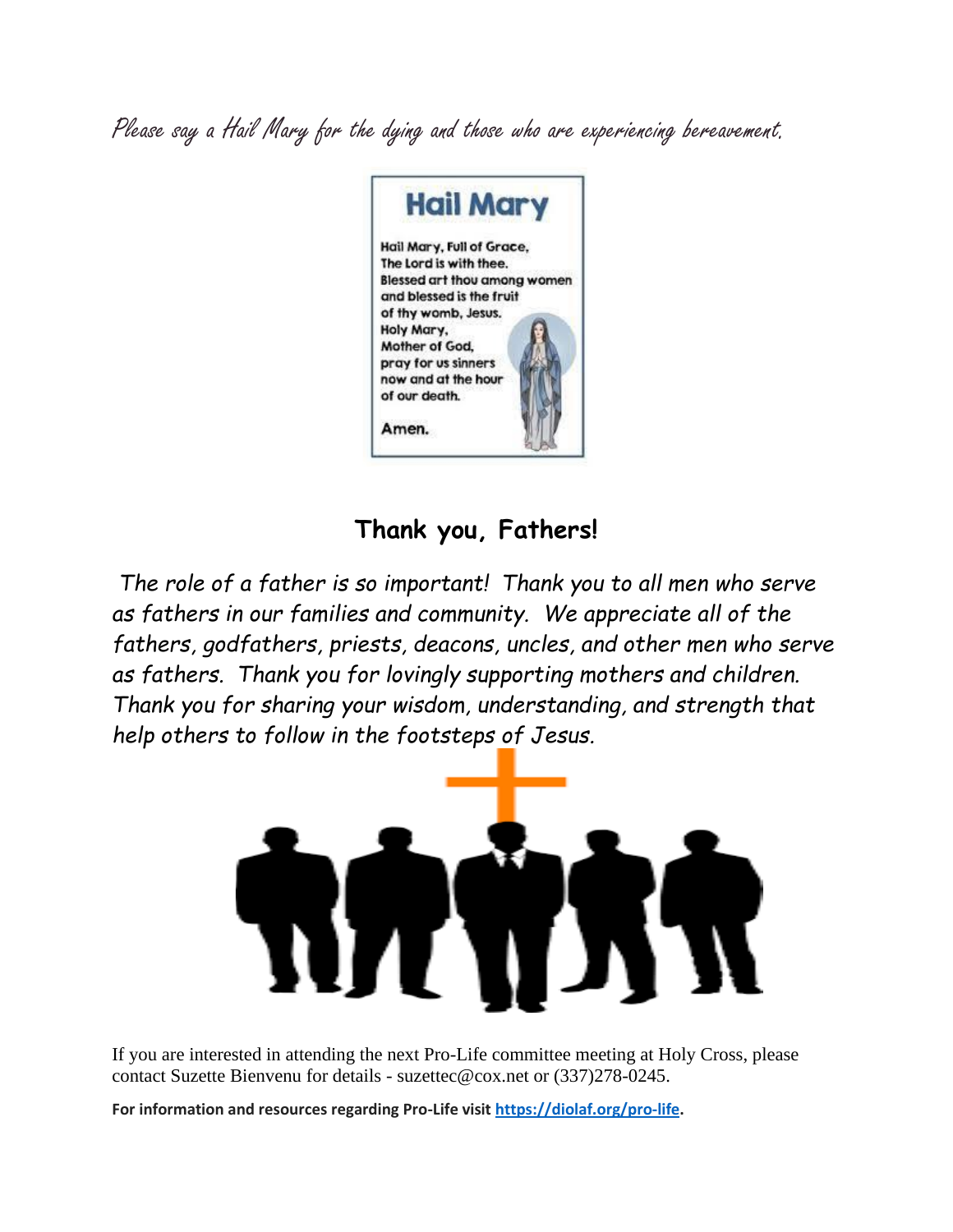*Please say a Hail Mary for the dying and those who are experiencing bereavement.*

## Hail Mary

Hail Mary, Full of Grace,
The Lord is with thee.
Blessed art thou among women
and blessed is the fruit
of thy womb, Jesus.
Holy Mary,
Mother of God,
pray for us sinners
now and at the hour
of our death.

Amen.

## Thank you, Fathers!

*The role of a father is so important! Thank you to all men who serve as fathers in our families and community. We appreciate all of the fathers, godfathers, priests, deacons, uncles, and other men who serve as fathers. Thank you for lovingly supporting mothers and children. Thank you for sharing your wisdom, understanding, and strength that help others to follow in the footsteps of Jesus.*

If you are interested in attending the next Pro-Life committee meeting at Holy Cross, please contact Suzette Bienvenu for details - suzettec@cox.net or (337)278-0245.

**For information and resources regarding Pro-Life visit [https://diolaf.org/pro-life](https://diolaf.org/pro-life).**